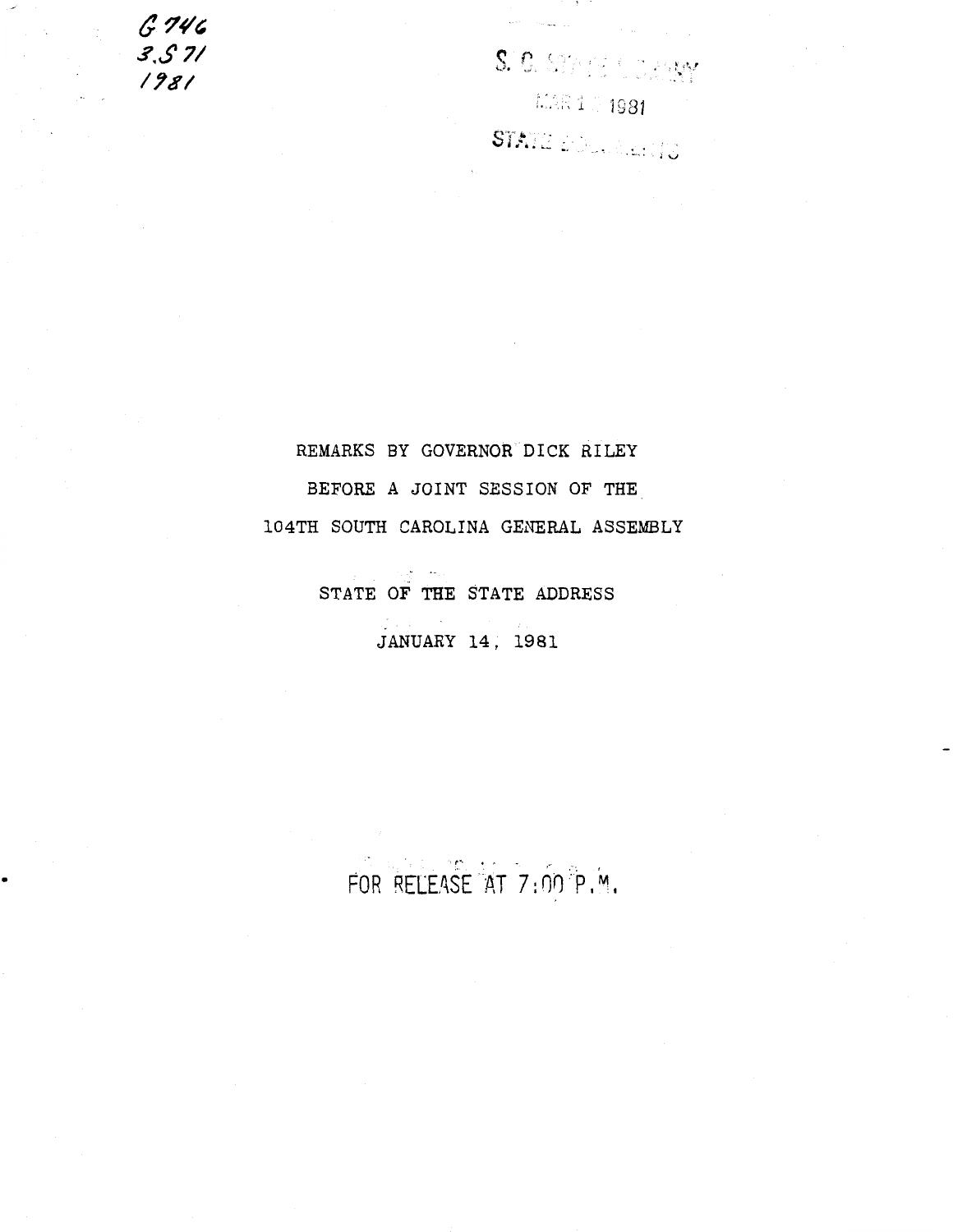G 746
3.S 71
1981

S. C. STATE LIBRARY
MAR 1 1981
STATE DOCUMENTS

REMARKS BY GOVERNOR DICK RILEY

BEFORE A JOINT SESSION OF THE

104TH SOUTH CAROLINA GENERAL ASSEMBLY

STATE OF THE STATE ADDRESS

JANUARY 14, 1981

FOR RELEASE AT 7:00 P.M.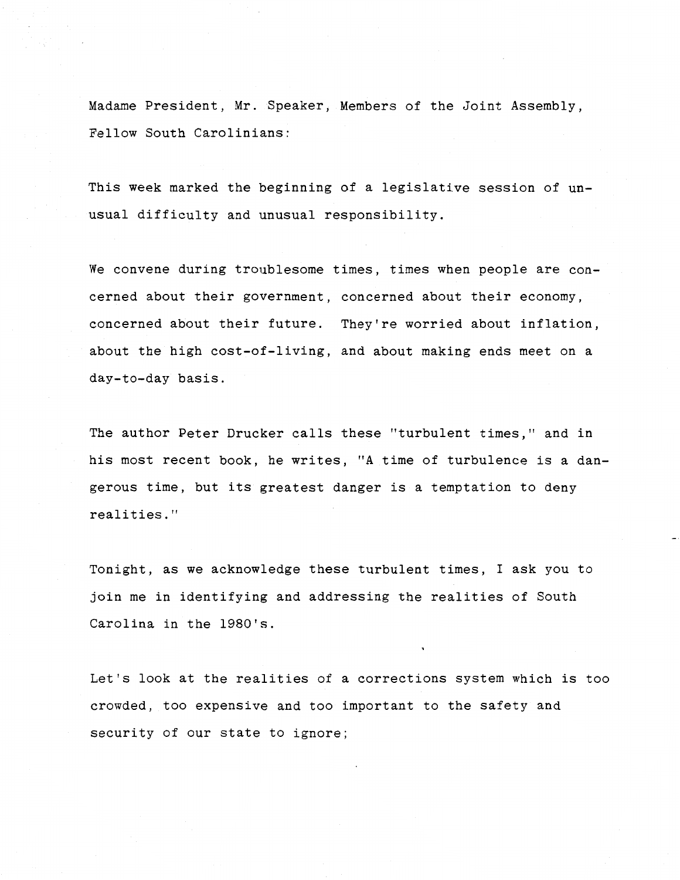Madame President, Mr. Speaker, Members of the Joint Assembly, Fellow South Carolinians:

This week marked the beginning of a legislative session of unusual difficulty and unusual responsibility.

We convene during troublesome times, times when people are concerned about their government, concerned about their economy, concerned about their future. They're worried about inflation, about the high cost-of-living, and about making ends meet on a day-to-day basis.

The author Peter Drucker calls these "turbulent times," and in his most recent book, he writes, "A time of turbulence is a dangerous time, but its greatest danger is a temptation to deny realities."

Tonight, as we acknowledge these turbulent times, I ask you to join me in identifying and addressing the realities of South Carolina in the 1980's.

Let's look at the realities of a corrections system which is too crowded, too expensive and too important to the safety and security of our state to ignore;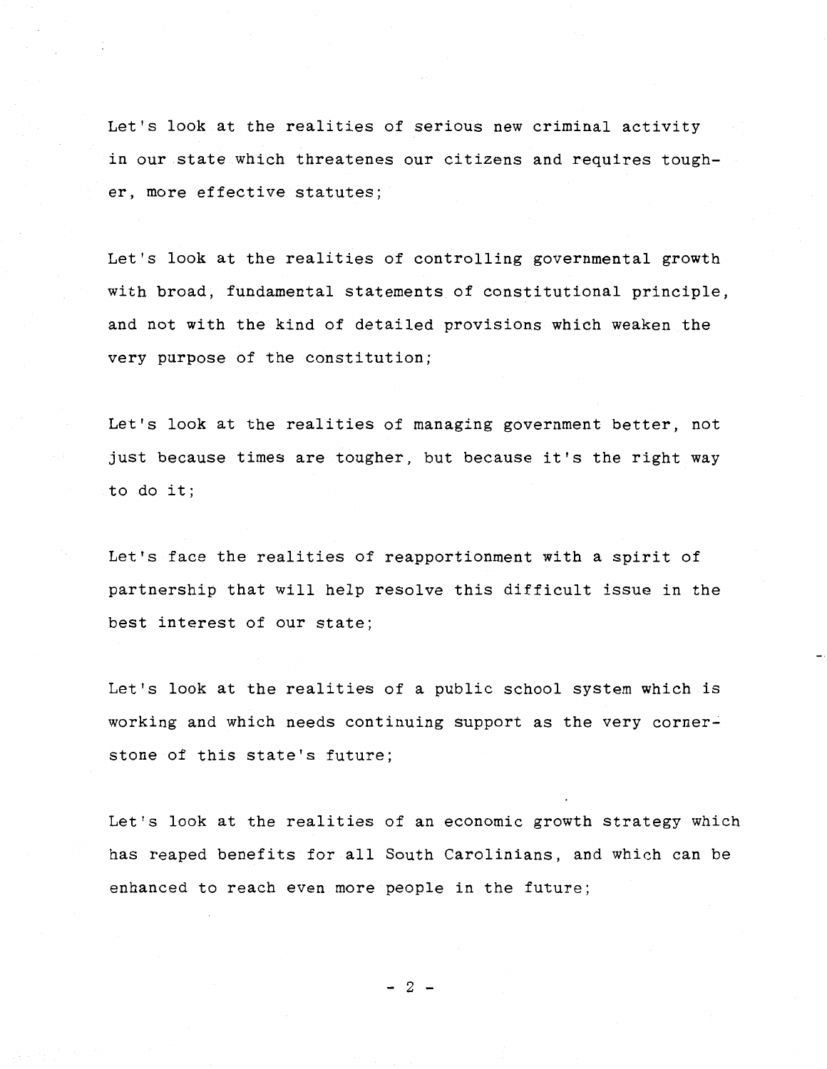Let's look at the realities of serious new criminal activity in our state which threatenes our citizens and requires tougher, more effective statutes;

Let's look at the realities of controlling governmental growth with broad, fundamental statements of constitutional principle, and not with the kind of detailed provisions which weaken the very purpose of the constitution;

Let's look at the realities of managing government better, not just because times are tougher, but because it's the right way to do it;

Let's face the realities of reapportionment with a spirit of partnership that will help resolve this difficult issue in the best interest of our state;

Let's look at the realities of a public school system which is working and which needs continuing support as the very cornerstone of this state's future;

Let's look at the realities of an economic growth strategy which has reaped benefits for all South Carolinians, and which can be enhanced to reach even more people in the future;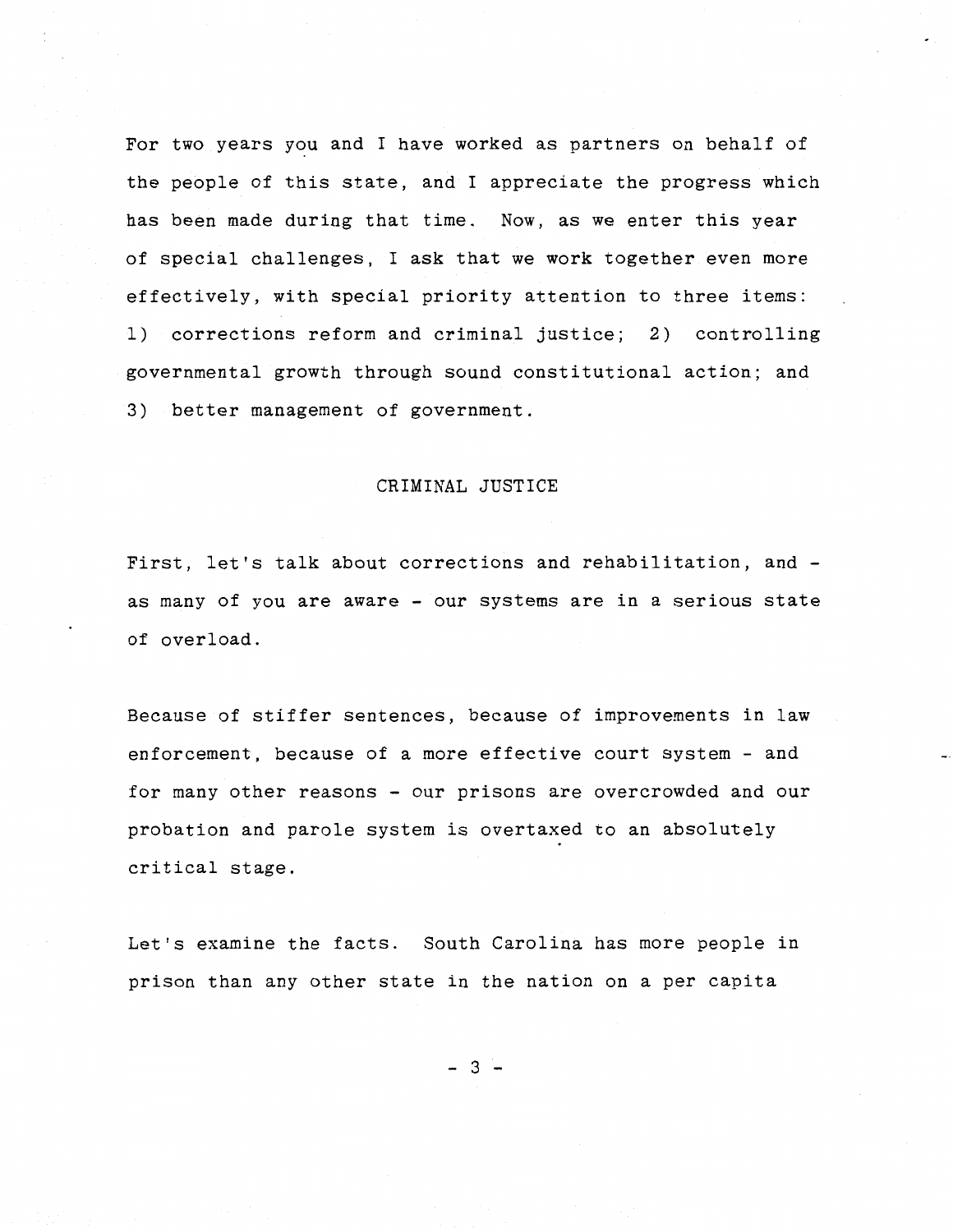For two years you and I have worked as partners on behalf of the people of this state, and I appreciate the progress which has been made during that time. Now, as we enter this year of special challenges, I ask that we work together even more effectively, with special priority attention to three items: 1) corrections reform and criminal justice; 2) controlling governmental growth through sound constitutional action; and 3) better management of government.

## CRIMINAL JUSTICE

First, let's talk about corrections and rehabilitation, and - as many of you are aware - our systems are in a serious state of overload.

Because of stiffer sentences, because of improvements in law enforcement, because of a more effective court system - and for many other reasons - our prisons are overcrowded and our probation and parole system is overtaxed to an absolutely critical stage.

Let's examine the facts. South Carolina has more people in prison than any other state in the nation on a per capita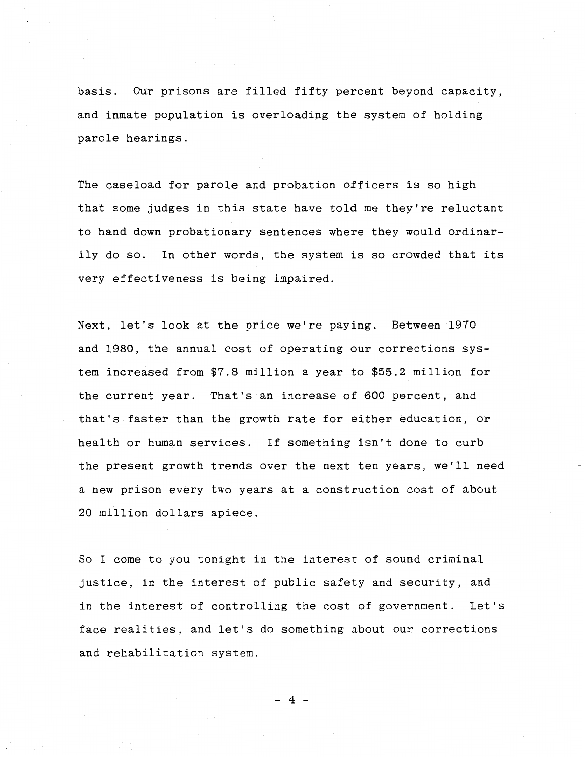basis. Our prisons are filled fifty percent beyond capacity, and inmate population is overloading the system of holding parole hearings.

The caseload for parole and probation officers is so high that some judges in this state have told me they're reluctant to hand down probationary sentences where they would ordinarily do so. In other words, the system is so crowded that its very effectiveness is being impaired.

Next, let's look at the price we're paying. Between 1970 and 1980, the annual cost of operating our corrections system increased from $7.8 million a year to $55.2 million for the current year. That's an increase of 600 percent, and that's faster than the growth rate for either education, or health or human services. If something isn't done to curb the present growth trends over the next ten years, we'll need a new prison every two years at a construction cost of about 20 million dollars apiece.

So I come to you tonight in the interest of sound criminal justice, in the interest of public safety and security, and in the interest of controlling the cost of government. Let's face realities, and let's do something about our corrections and rehabilitation system.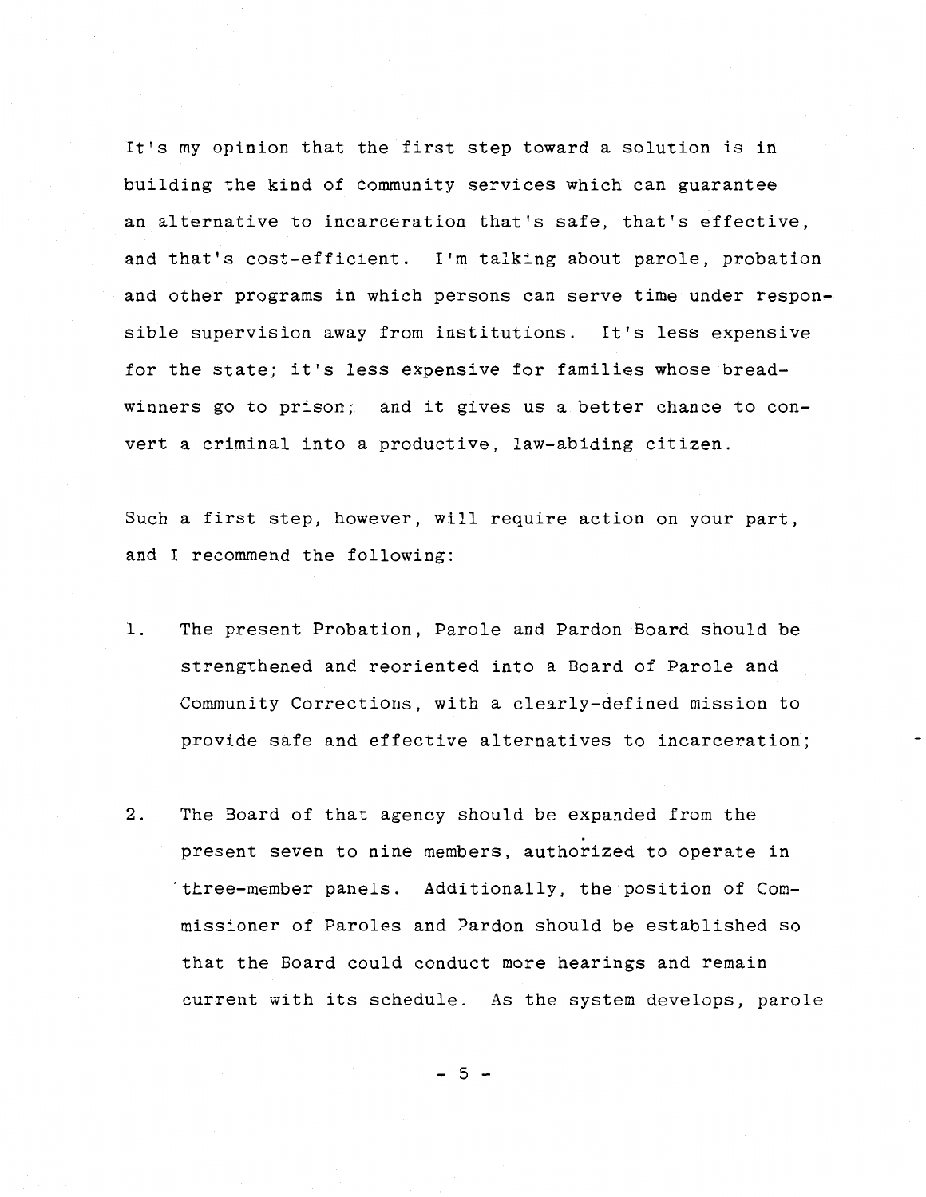It's my opinion that the first step toward a solution is in building the kind of community services which can guarantee an alternative to incarceration that's safe, that's effective, and that's cost-efficient. I'm talking about parole, probation and other programs in which persons can serve time under responsible supervision away from institutions. It's less expensive for the state; it's less expensive for families whose breadwinners go to prison; and it gives us a better chance to convert a criminal into a productive, law-abiding citizen.

Such a first step, however, will require action on your part, and I recommend the following:

1. The present Probation, Parole and Pardon Board should be strengthened and reoriented into a Board of Parole and Community Corrections, with a clearly-defined mission to provide safe and effective alternatives to incarceration;

2. The Board of that agency should be expanded from the present seven to nine members, authorized to operate in three-member panels. Additionally, the position of Commissioner of Paroles and Pardon should be established so that the Board could conduct more hearings and remain current with its schedule. As the system develops, parole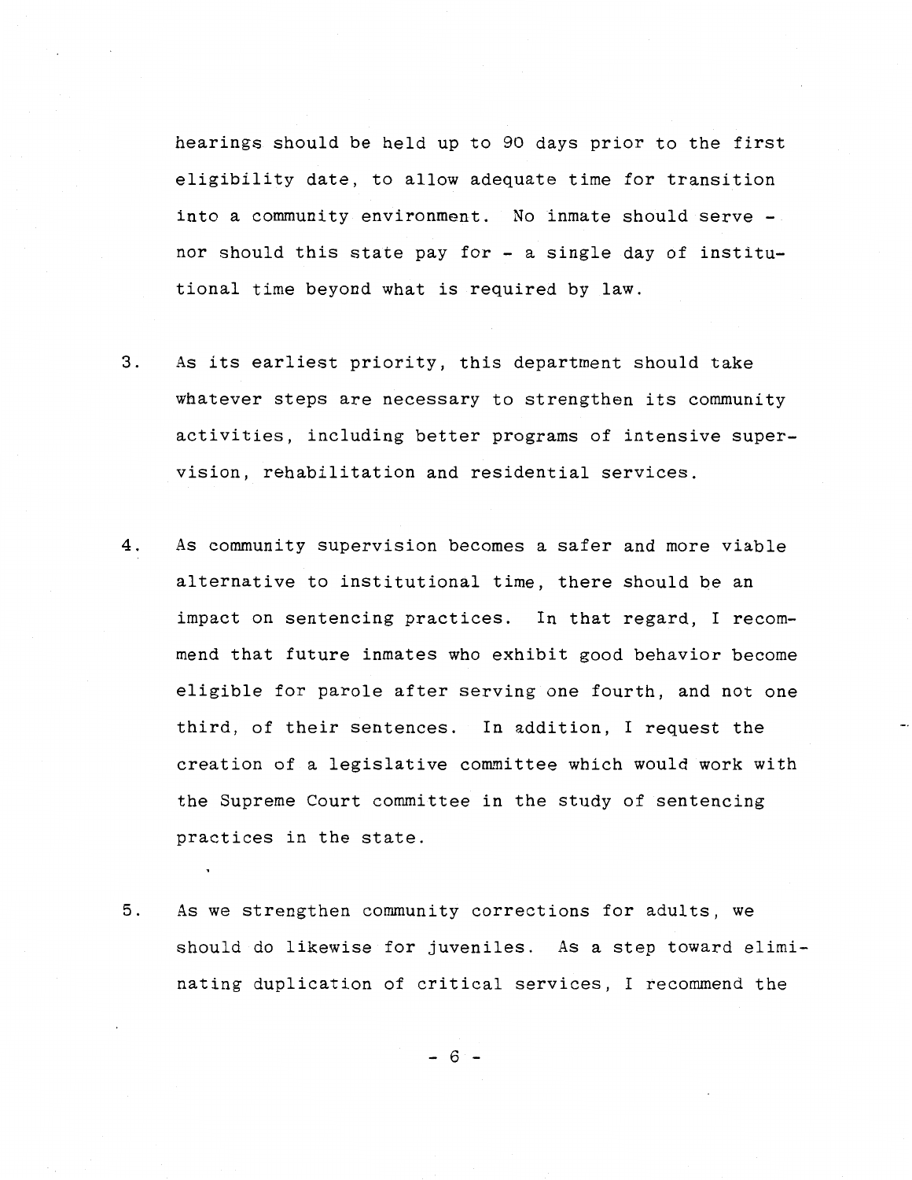hearings should be held up to 90 days prior to the first eligibility date, to allow adequate time for transition into a community environment. No inmate should serve - nor should this state pay for - a single day of institutional time beyond what is required by law.

3. As its earliest priority, this department should take whatever steps are necessary to strengthen its community activities, including better programs of intensive supervision, rehabilitation and residential services.

4. As community supervision becomes a safer and more viable alternative to institutional time, there should be an impact on sentencing practices. In that regard, I recommend that future inmates who exhibit good behavior become eligible for parole after serving one fourth, and not one third, of their sentences. In addition, I request the creation of a legislative committee which would work with the Supreme Court committee in the study of sentencing practices in the state.

5. As we strengthen community corrections for adults, we should do likewise for juveniles. As a step toward eliminating duplication of critical services, I recommend the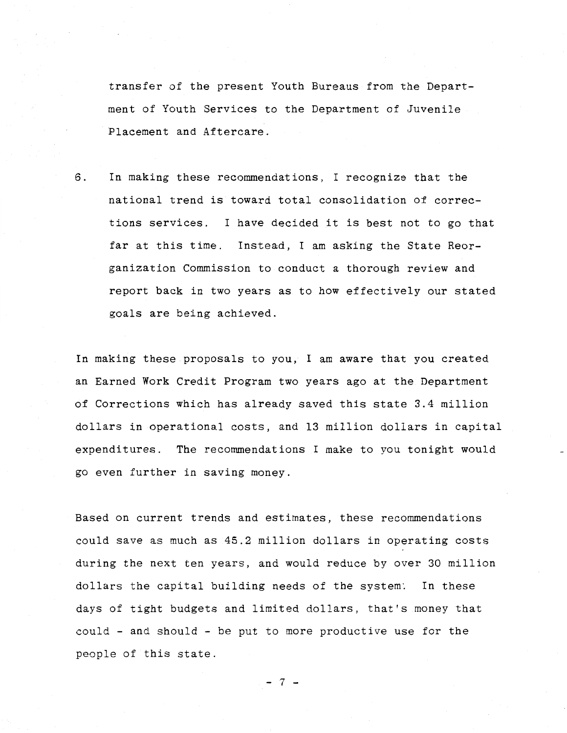transfer of the present Youth Bureaus from the Department of Youth Services to the Department of Juvenile Placement and Aftercare.

6. In making these recommendations, I recognize that the national trend is toward total consolidation of corrections services. I have decided it is best not to go that far at this time. Instead, I am asking the State Reorganization Commission to conduct a thorough review and report back in two years as to how effectively our stated goals are being achieved.

In making these proposals to you, I am aware that you created an Earned Work Credit Program two years ago at the Department of Corrections which has already saved this state 3.4 million dollars in operational costs, and 13 million dollars in capital expenditures. The recommendations I make to you tonight would go even further in saving money.

Based on current trends and estimates, these recommendations could save as much as 45.2 million dollars in operating costs during the next ten years, and would reduce by over 30 million dollars the capital building needs of the system. In these days of tight budgets and limited dollars, that's money that could - and should - be put to more productive use for the people of this state.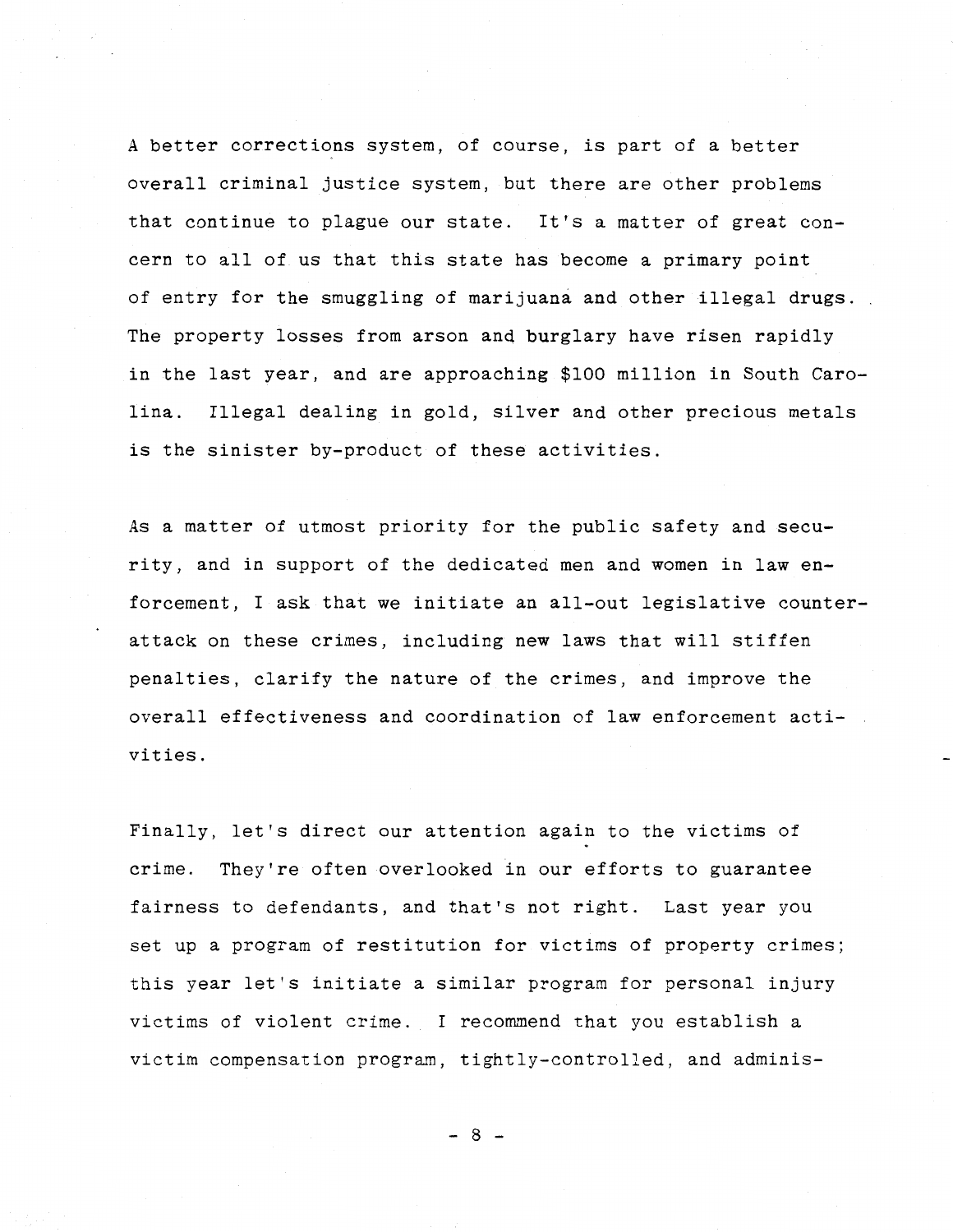A better corrections system, of course, is part of a better overall criminal justice system, but there are other problems that continue to plague our state. It's a matter of great concern to all of us that this state has become a primary point of entry for the smuggling of marijuana and other illegal drugs. The property losses from arson and burglary have risen rapidly in the last year, and are approaching $100 million in South Carolina. Illegal dealing in gold, silver and other precious metals is the sinister by-product of these activities.

As a matter of utmost priority for the public safety and security, and in support of the dedicated men and women in law enforcement, I ask that we initiate an all-out legislative counterattack on these crimes, including new laws that will stiffen penalties, clarify the nature of the crimes, and improve the overall effectiveness and coordination of law enforcement activities.

Finally, let's direct our attention again to the victims of crime. They're often overlooked in our efforts to guarantee fairness to defendants, and that's not right. Last year you set up a program of restitution for victims of property crimes; this year let's initiate a similar program for personal injury victims of violent crime. I recommend that you establish a victim compensation program, tightly-controlled, and adminis-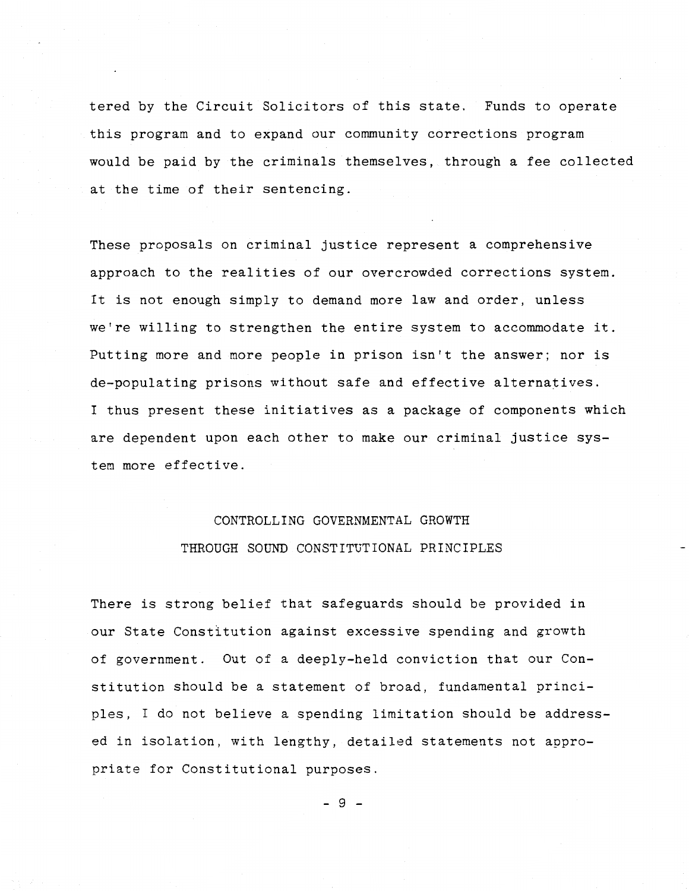tered by the Circuit Solicitors of this state. Funds to operate this program and to expand our community corrections program would be paid by the criminals themselves, through a fee collected at the time of their sentencing.

These proposals on criminal justice represent a comprehensive approach to the realities of our overcrowded corrections system. It is not enough simply to demand more law and order, unless we're willing to strengthen the entire system to accommodate it. Putting more and more people in prison isn't the answer; nor is de-populating prisons without safe and effective alternatives. I thus present these initiatives as a package of components which are dependent upon each other to make our criminal justice system more effective.

## CONTROLLING GOVERNMENTAL GROWTH THROUGH SOUND CONSTITUTIONAL PRINCIPLES

There is strong belief that safeguards should be provided in our State Constitution against excessive spending and growth of government. Out of a deeply-held conviction that our Constitution should be a statement of broad, fundamental principles, I do not believe a spending limitation should be addressed in isolation, with lengthy, detailed statements not appropriate for Constitutional purposes.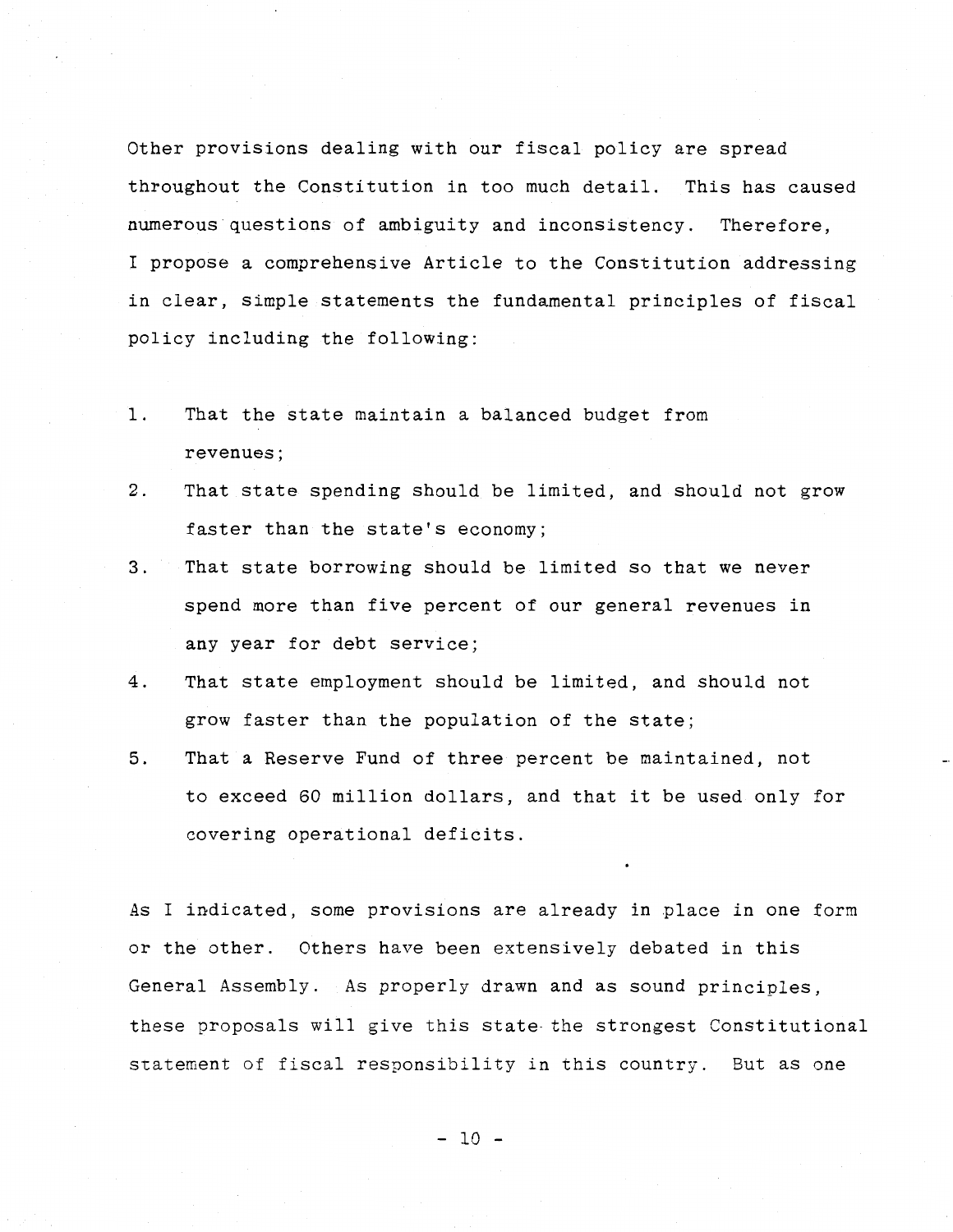Other provisions dealing with our fiscal policy are spread throughout the Constitution in too much detail. This has caused numerous questions of ambiguity and inconsistency. Therefore, I propose a comprehensive Article to the Constitution addressing in clear, simple statements the fundamental principles of fiscal policy including the following:

1. That the state maintain a balanced budget from revenues;
2. That state spending should be limited, and should not grow faster than the state's economy;
3. That state borrowing should be limited so that we never spend more than five percent of our general revenues in any year for debt service;
4. That state employment should be limited, and should not grow faster than the population of the state;
5. That a Reserve Fund of three percent be maintained, not to exceed 60 million dollars, and that it be used only for covering operational deficits.

As I indicated, some provisions are already in place in one form or the other. Others have been extensively debated in this General Assembly. As properly drawn and as sound principles, these proposals will give this state the strongest Constitutional statement of fiscal responsibility in this country. But as one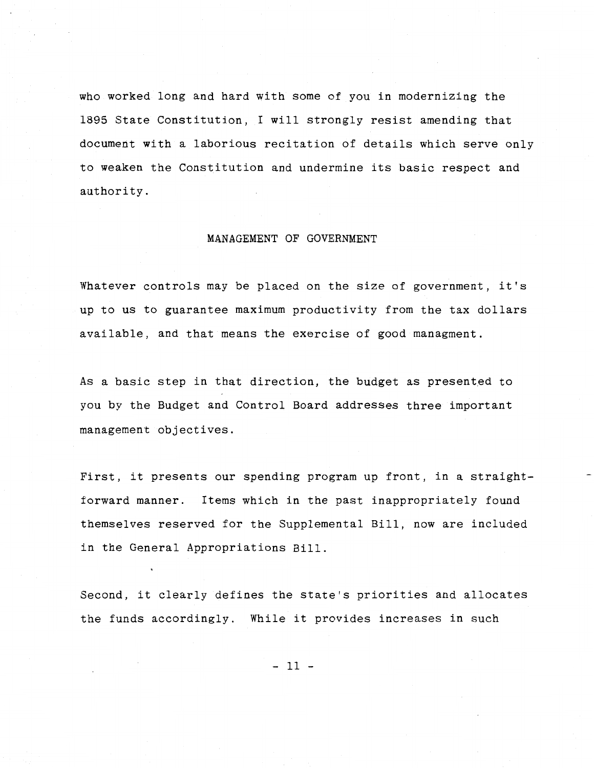who worked long and hard with some of you in modernizing the 1895 State Constitution, I will strongly resist amending that document with a laborious recitation of details which serve only to weaken the Constitution and undermine its basic respect and authority.

## MANAGEMENT OF GOVERNMENT

Whatever controls may be placed on the size of government, it's up to us to guarantee maximum productivity from the tax dollars available, and that means the exercise of good managment.

As a basic step in that direction, the budget as presented to you by the Budget and Control Board addresses three important management objectives.

First, it presents our spending program up front, in a straightforward manner. Items which in the past inappropriately found themselves reserved for the Supplemental Bill, now are included in the General Appropriations Bill.

Second, it clearly defines the state's priorities and allocates the funds accordingly. While it provides increases in such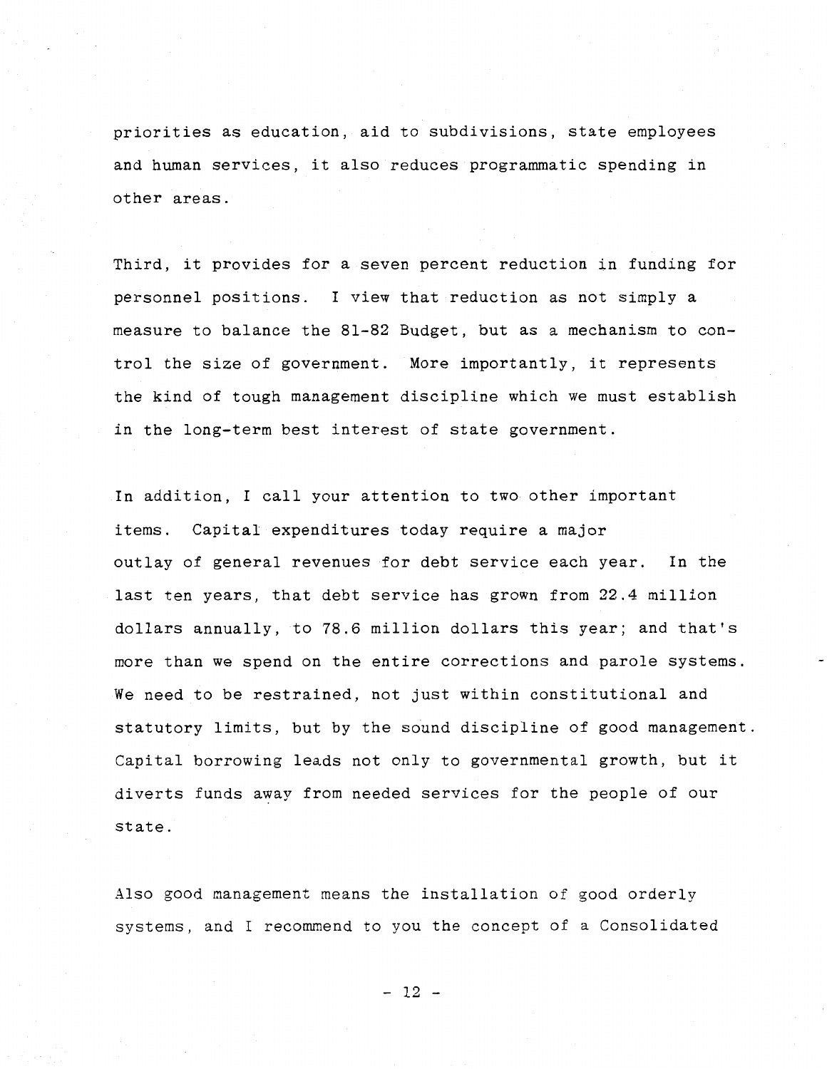priorities as education, aid to subdivisions, state employees and human services, it also reduces programmatic spending in other areas.

Third, it provides for a seven percent reduction in funding for personnel positions. I view that reduction as not simply a measure to balance the 81-82 Budget, but as a mechanism to control the size of government. More importantly, it represents the kind of tough management discipline which we must establish in the long-term best interest of state government.

In addition, I call your attention to two other important items. Capital expenditures today require a major outlay of general revenues for debt service each year. In the last ten years, that debt service has grown from 22.4 million dollars annually, to 78.6 million dollars this year; and that's more than we spend on the entire corrections and parole systems. We need to be restrained, not just within constitutional and statutory limits, but by the sound discipline of good management. Capital borrowing leads not only to governmental growth, but it diverts funds away from needed services for the people of our state.

Also good management means the installation of good orderly systems, and I recommend to you the concept of a Consolidated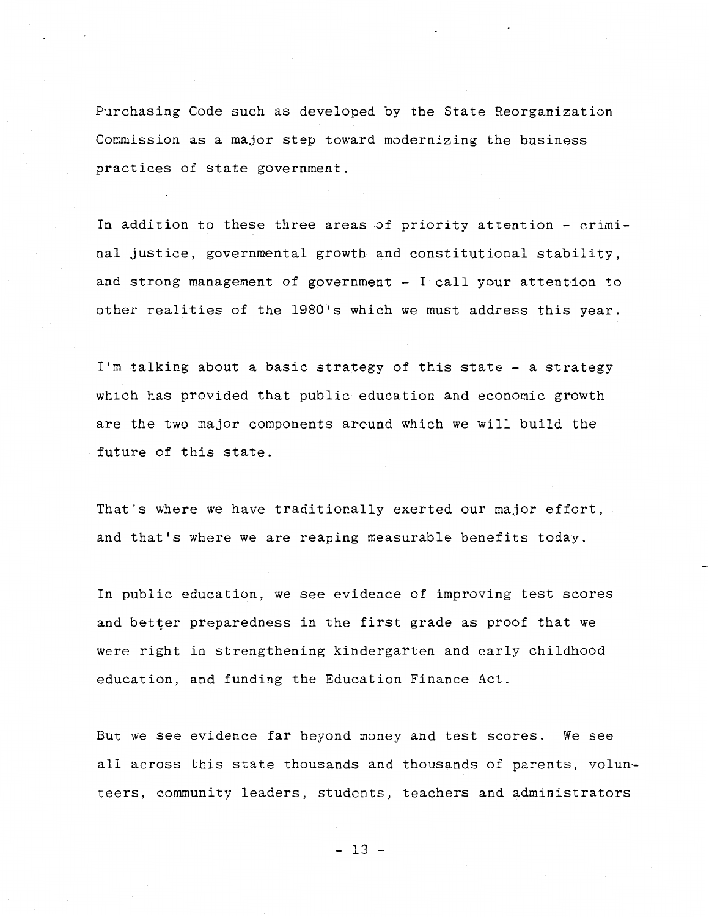Purchasing Code such as developed by the State Reorganization Commission as a major step toward modernizing the business practices of state government.

In addition to these three areas of priority attention - criminal justice, governmental growth and constitutional stability, and strong management of government - I call your attention to other realities of the 1980's which we must address this year.

I'm talking about a basic strategy of this state - a strategy which has provided that public education and economic growth are the two major components around which we will build the future of this state.

That's where we have traditionally exerted our major effort, and that's where we are reaping measurable benefits today.

In public education, we see evidence of improving test scores and better preparedness in the first grade as proof that we were right in strengthening kindergarten and early childhood education, and funding the Education Finance Act.

But we see evidence far beyond money and test scores. We see all across this state thousands and thousands of parents, volunteers, community leaders, students, teachers and administrators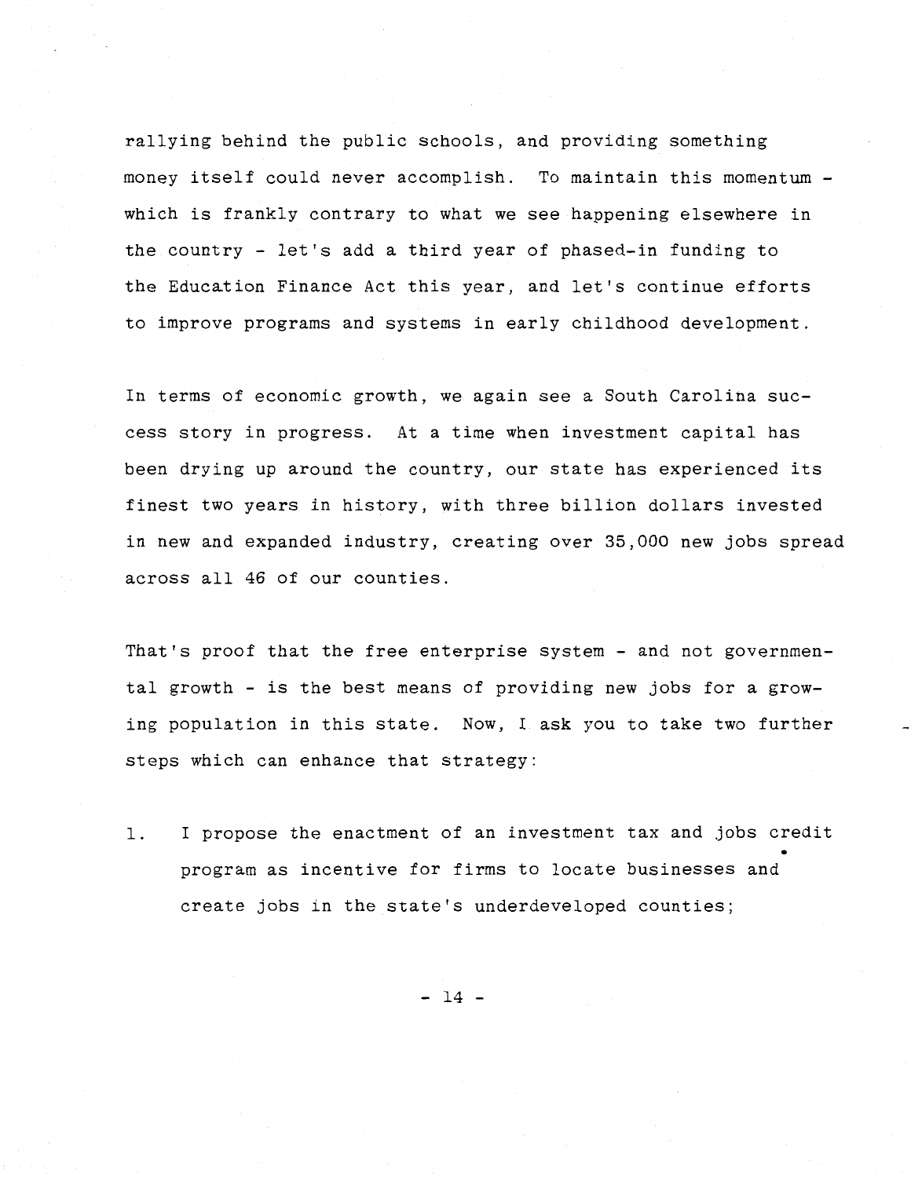rallying behind the public schools, and providing something money itself could never accomplish. To maintain this momentum - which is frankly contrary to what we see happening elsewhere in the country - let's add a third year of phased-in funding to the Education Finance Act this year, and let's continue efforts to improve programs and systems in early childhood development.

In terms of economic growth, we again see a South Carolina success story in progress. At a time when investment capital has been drying up around the country, our state has experienced its finest two years in history, with three billion dollars invested in new and expanded industry, creating over 35,000 new jobs spread across all 46 of our counties.

That's proof that the free enterprise system - and not governmental growth - is the best means of providing new jobs for a growing population in this state. Now, I ask you to take two further steps which can enhance that strategy:

1. I propose the enactment of an investment tax and jobs credit program as incentive for firms to locate businesses and create jobs in the state's underdeveloped counties;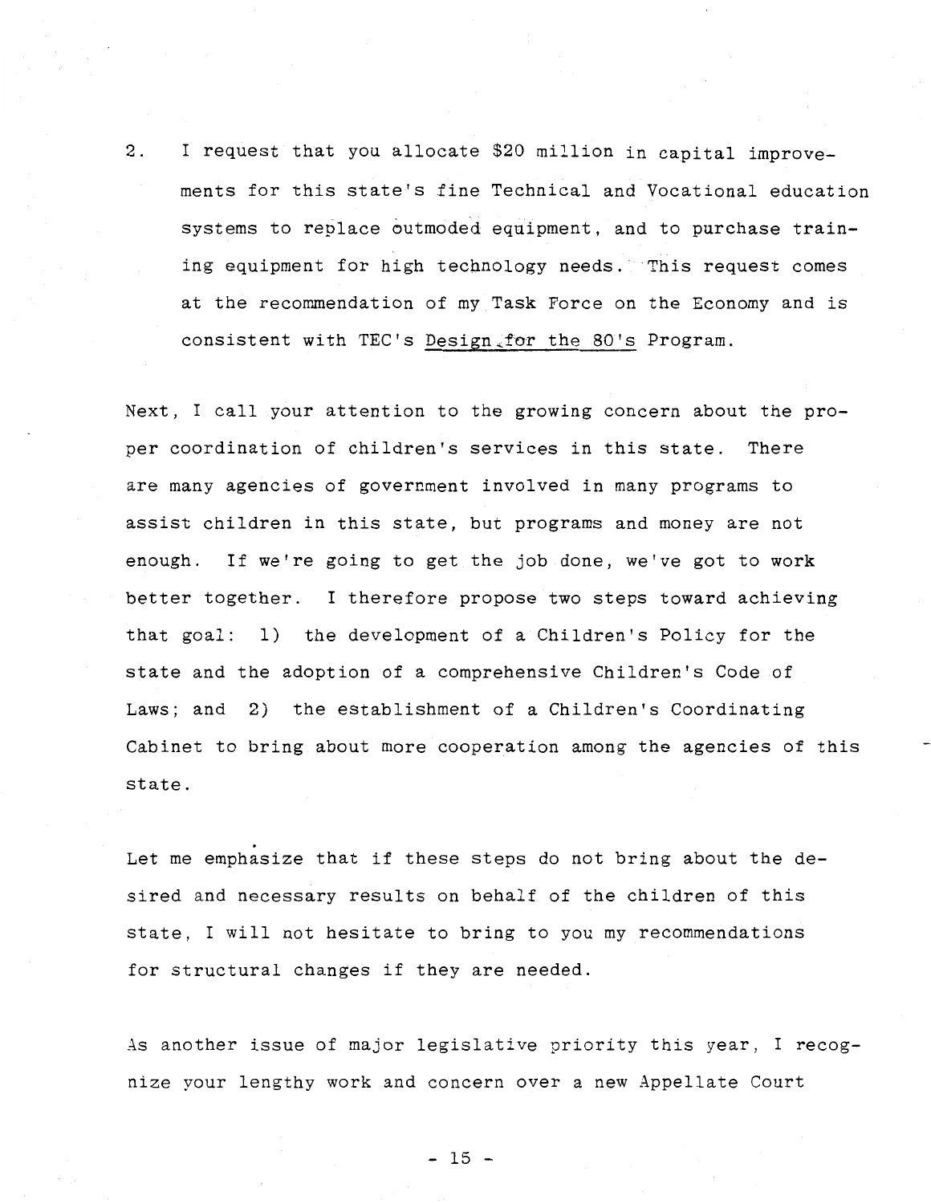2. I request that you allocate $20 million in capital improvements for this state's fine Technical and Vocational education systems to replace outmoded equipment, and to purchase training equipment for high technology needs. This request comes at the recommendation of my Task Force on the Economy and is consistent with TEC's _Design for the 80's_ Program.

Next, I call your attention to the growing concern about the proper coordination of children's services in this state. There are many agencies of government involved in many programs to assist children in this state, but programs and money are not enough. If we're going to get the job done, we've got to work better together. I therefore propose two steps toward achieving that goal: 1) the development of a Children's Policy for the state and the adoption of a comprehensive Children's Code of Laws; and 2) the establishment of a Children's Coordinating Cabinet to bring about more cooperation among the agencies of this state.

Let me emphasize that if these steps do not bring about the desired and necessary results on behalf of the children of this state, I will not hesitate to bring to you my recommendations for structural changes if they are needed.

As another issue of major legislative priority this year, I recognize your lengthy work and concern over a new Appellate Court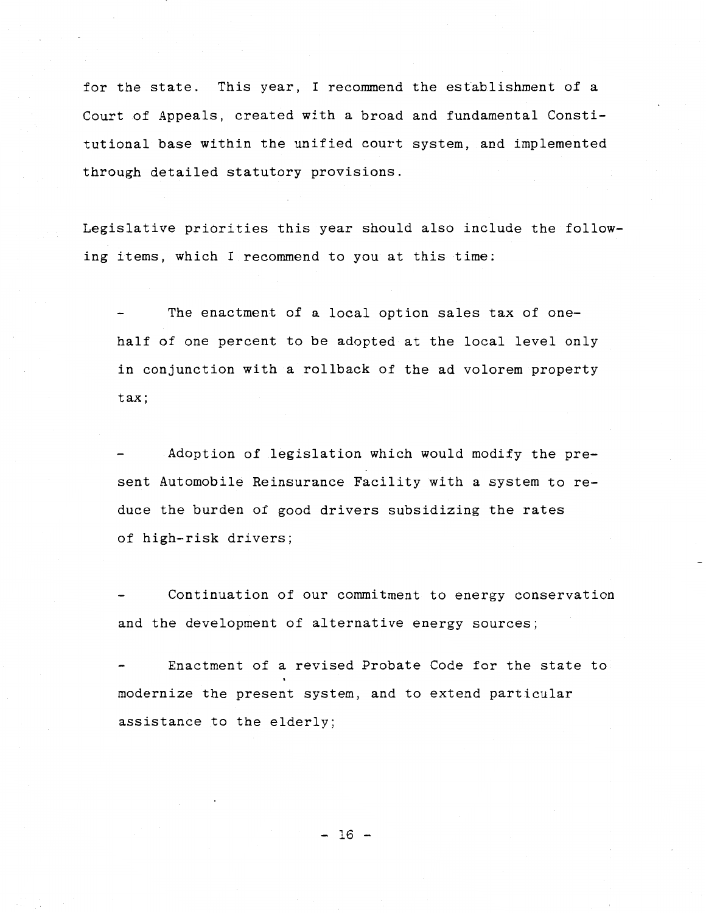for the state. This year, I recommend the establishment of a Court of Appeals, created with a broad and fundamental Constitutional base within the unified court system, and implemented through detailed statutory provisions.

Legislative priorities this year should also include the following items, which I recommend to you at this time:

- The enactment of a local option sales tax of one-half of one percent to be adopted at the local level only in conjunction with a rollback of the ad volorem property tax;

- Adoption of legislation which would modify the present Automobile Reinsurance Facility with a system to reduce the burden of good drivers subsidizing the rates of high-risk drivers;

- Continuation of our commitment to energy conservation and the development of alternative energy sources;

- Enactment of a revised Probate Code for the state to modernize the present system, and to extend particular assistance to the elderly;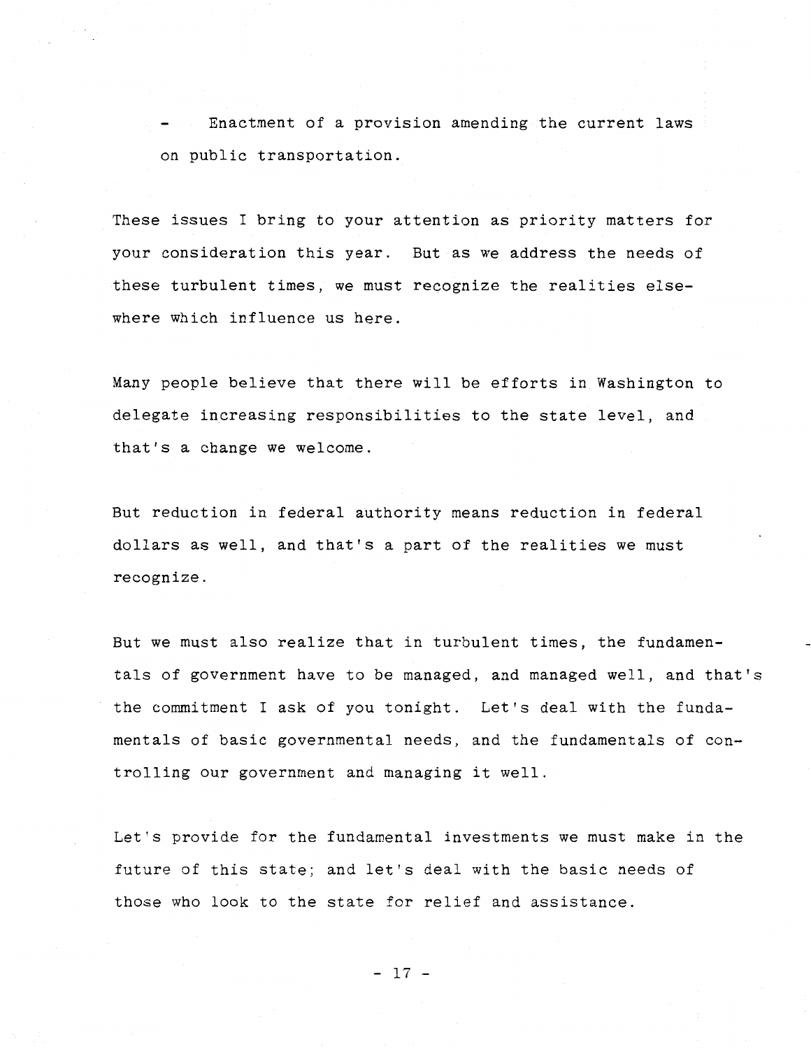- Enactment of a provision amending the current laws on public transportation.

These issues I bring to your attention as priority matters for your consideration this year. But as we address the needs of these turbulent times, we must recognize the realities elsewhere which influence us here.

Many people believe that there will be efforts in Washington to delegate increasing responsibilities to the state level, and that's a change we welcome.

But reduction in federal authority means reduction in federal dollars as well, and that's a part of the realities we must recognize.

But we must also realize that in turbulent times, the fundamentals of government have to be managed, and managed well, and that's the commitment I ask of you tonight. Let's deal with the fundamentals of basic governmental needs, and the fundamentals of controlling our government and managing it well.

Let's provide for the fundamental investments we must make in the future of this state; and let's deal with the basic needs of those who look to the state for relief and assistance.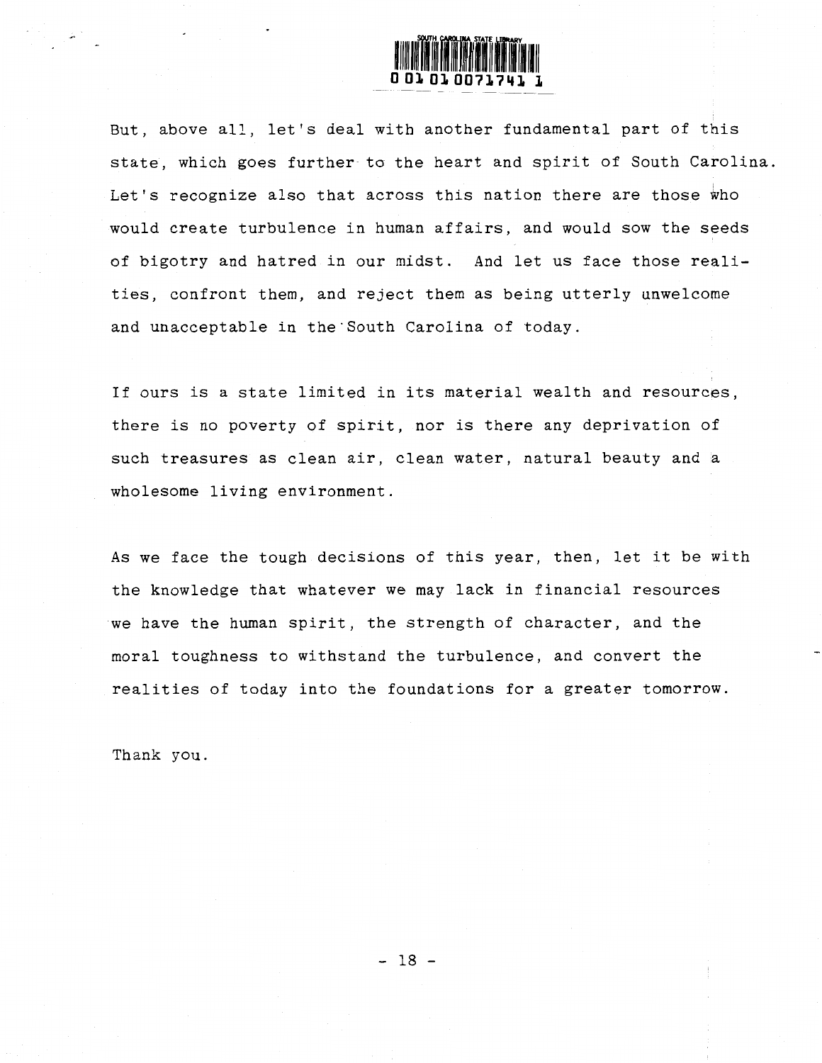But, above all, let's deal with another fundamental part of this state, which goes further to the heart and spirit of South Carolina. Let's recognize also that across this nation there are those who would create turbulence in human affairs, and would sow the seeds of bigotry and hatred in our midst. And let us face those realities, confront them, and reject them as being utterly unwelcome and unacceptable in the South Carolina of today.

If ours is a state limited in its material wealth and resources, there is no poverty of spirit, nor is there any deprivation of such treasures as clean air, clean water, natural beauty and a wholesome living environment.

As we face the tough decisions of this year, then, let it be with the knowledge that whatever we may lack in financial resources we have the human spirit, the strength of character, and the moral toughness to withstand the turbulence, and convert the realities of today into the foundations for a greater tomorrow.

Thank you.